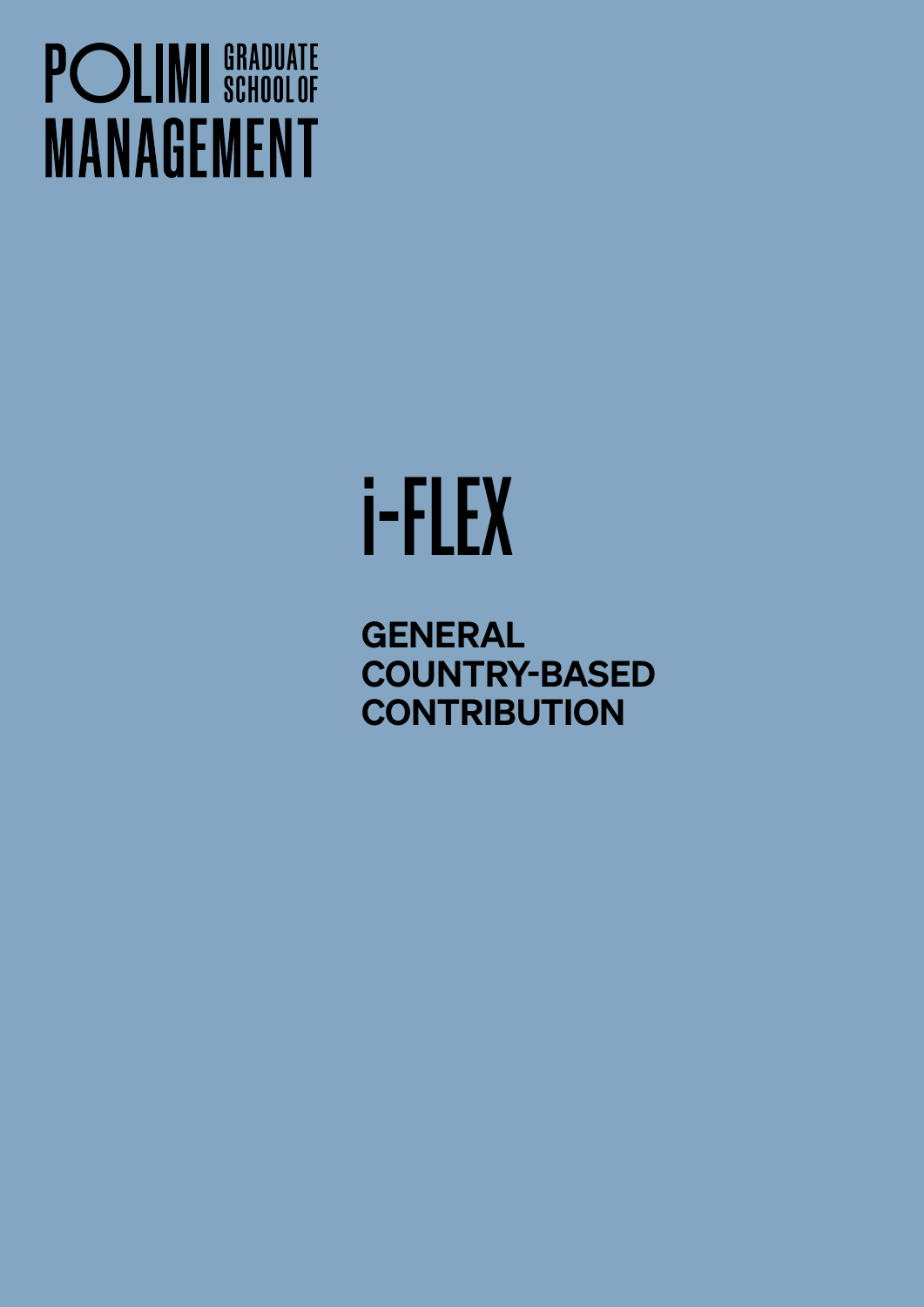POLIMI GRADUATE SCHOOL OF MANAGEMENT

# i-FLEX

## GENERAL COUNTRY-BASED CONTRIBUTION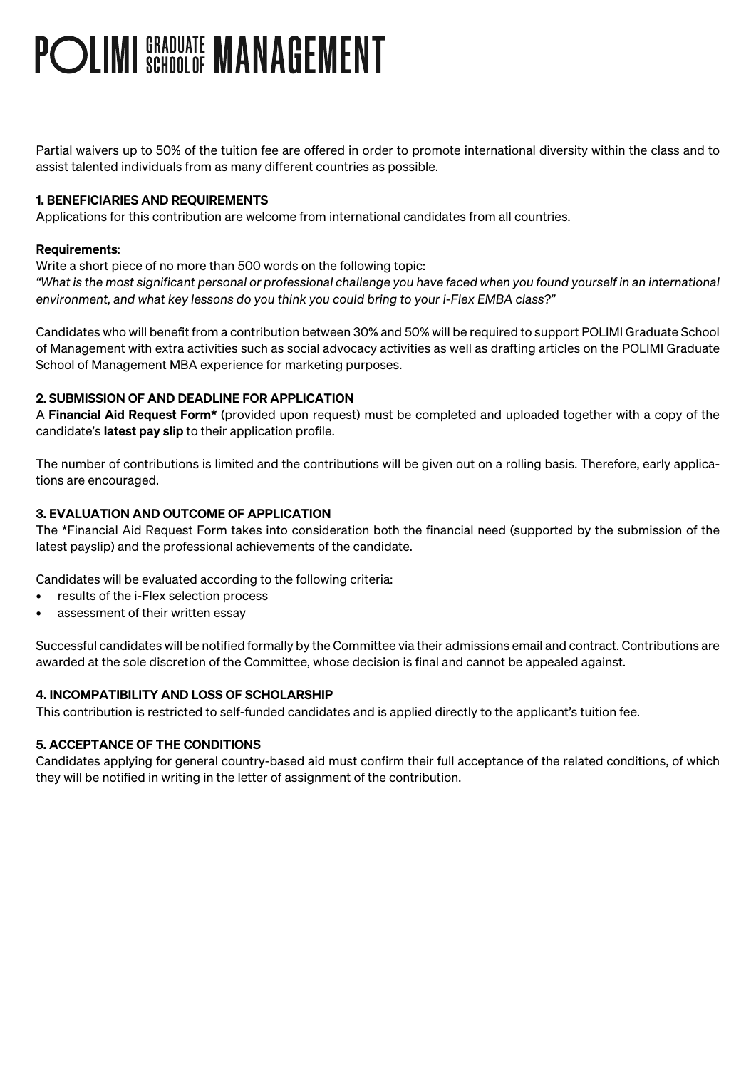Partial waivers up to 50% of the tuition fee are offered in order to promote international diversity within the class and to assist talented individuals from as many different countries as possible.

### 1. BENEFICIARIES AND REQUIREMENTS

Applications for this contribution are welcome from international candidates from all countries.

**Requirements**:

Write a short piece of no more than 500 words on the following topic:

*"What is the most significant personal or professional challenge you have faced when you found yourself in an international environment, and what key lessons do you think you could bring to your i-Flex EMBA class?"*

Candidates who will benefit from a contribution between 30% and 50% will be required to support POLIMI Graduate School of Management with extra activities such as social advocacy activities as well as drafting articles on the POLIMI Graduate School of Management MBA experience for marketing purposes.

### 2. SUBMISSION OF AND DEADLINE FOR APPLICATION

A **Financial Aid Request Form*** (provided upon request) must be completed and uploaded together with a copy of the candidate's **latest pay slip** to their application profile.

The number of contributions is limited and the contributions will be given out on a rolling basis. Therefore, early applications are encouraged.

### 3. EVALUATION AND OUTCOME OF APPLICATION

The *Financial Aid Request Form takes into consideration both the financial need (supported by the submission of the latest payslip) and the professional achievements of the candidate.

Candidates will be evaluated according to the following criteria:

- results of the i-Flex selection process
- assessment of their written essay

Successful candidates will be notified formally by the Committee via their admissions email and contract. Contributions are awarded at the sole discretion of the Committee, whose decision is final and cannot be appealed against.

### 4. INCOMPATIBILITY AND LOSS OF SCHOLARSHIP

This contribution is restricted to self-funded candidates and is applied directly to the applicant's tuition fee.

### 5. ACCEPTANCE OF THE CONDITIONS

Candidates applying for general country-based aid must confirm their full acceptance of the related conditions, of which they will be notified in writing in the letter of assignment of the contribution.